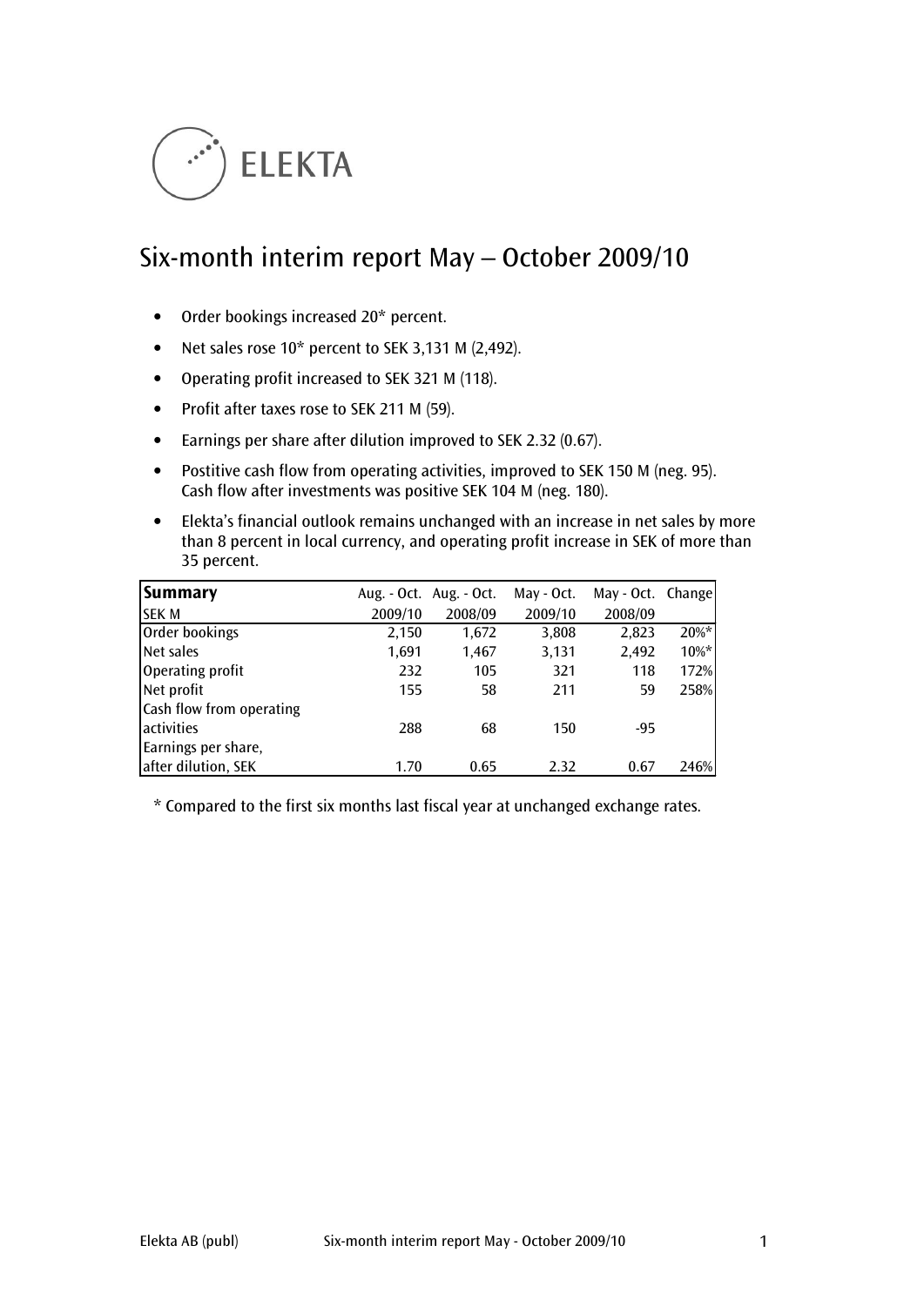ELEKTA

# Six-month interim report May – October 2009/10

- Order bookings increased 20* percent.
- Net sales rose 10* percent to SEK 3,131 M (2,492).
- Operating profit increased to SEK 321 M (118).
- Profit after taxes rose to SEK 211 M (59).
- Earnings per share after dilution improved to SEK 2.32 (0.67).
- Postitive cash flow from operating activities, improved to SEK 150 M (neg. 95). Cash flow after investments was positive SEK 104 M (neg. 180).
- Elekta's financial outlook remains unchanged with an increase in net sales by more than 8 percent in local currency, and operating profit increase in SEK of more than 35 percent.

| **Summary** | Aug. - Oct. | Aug. - Oct. | May - Oct. | May - Oct. | Change |
|---|---|---|---|---|---|
| SEK M | 2009/10 | 2008/09 | 2009/10 | 2008/09 | |
| Order bookings | 2,150 | 1,672 | 3,808 | 2,823 | 20%* |
| Net sales | 1,691 | 1,467 | 3,131 | 2,492 | 10%* |
| Operating profit | 232 | 105 | 321 | 118 | 172% |
| Net profit | 155 | 58 | 211 | 59 | 258% |
| Cash flow from operating activities | 288 | 68 | 150 | -95 | |
| Earnings per share, after dilution, SEK | 1.70 | 0.65 | 2.32 | 0.67 | 246% |

* Compared to the first six months last fiscal year at unchanged exchange rates.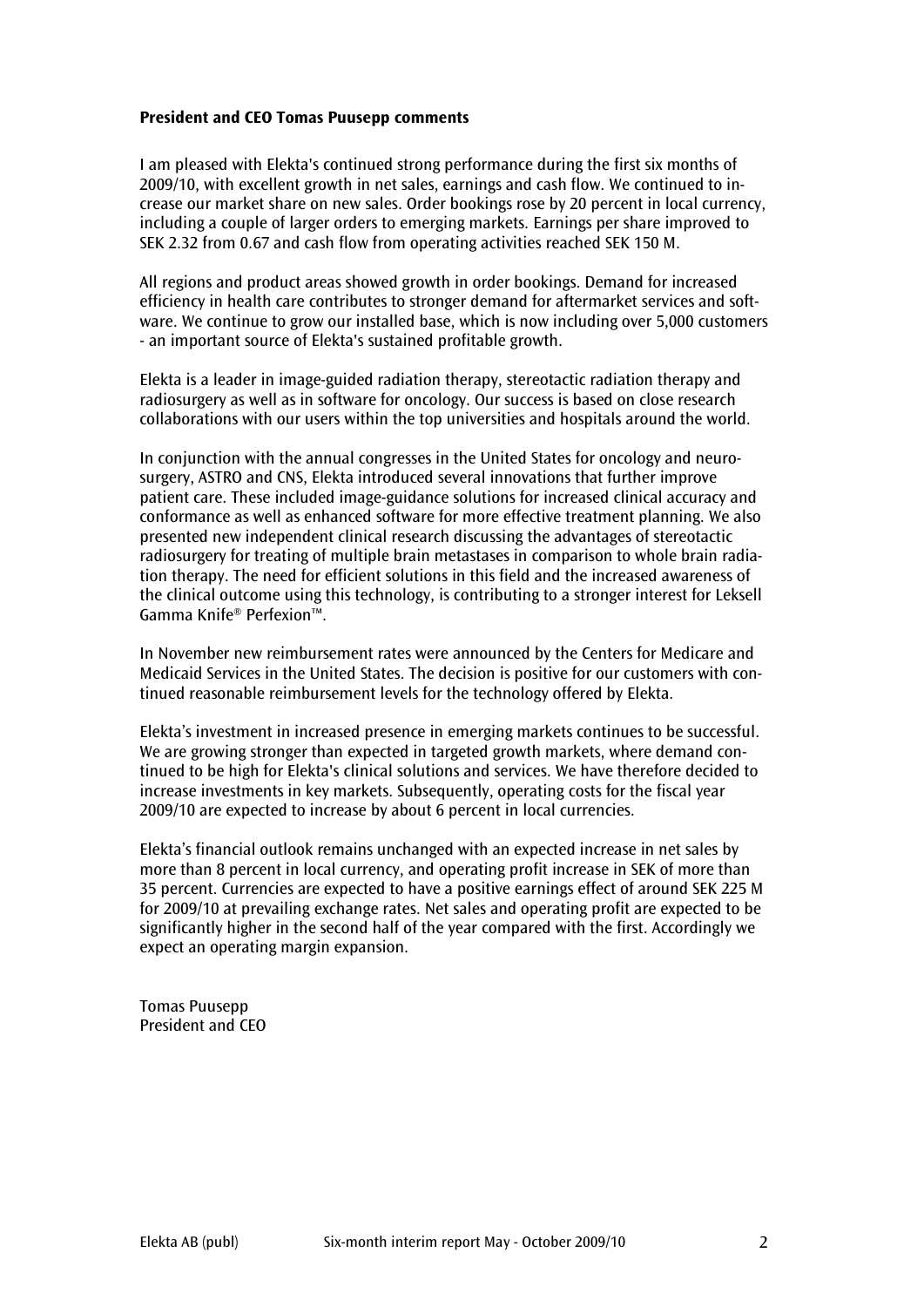**President and CEO Tomas Puusepp comments**

I am pleased with Elekta's continued strong performance during the first six months of 2009/10, with excellent growth in net sales, earnings and cash flow. We continued to increase our market share on new sales. Order bookings rose by 20 percent in local currency, including a couple of larger orders to emerging markets. Earnings per share improved to SEK 2.32 from 0.67 and cash flow from operating activities reached SEK 150 M.

All regions and product areas showed growth in order bookings. Demand for increased efficiency in health care contributes to stronger demand for aftermarket services and software. We continue to grow our installed base, which is now including over 5,000 customers - an important source of Elekta's sustained profitable growth.

Elekta is a leader in image-guided radiation therapy, stereotactic radiation therapy and radiosurgery as well as in software for oncology. Our success is based on close research collaborations with our users within the top universities and hospitals around the world.

In conjunction with the annual congresses in the United States for oncology and neurosurgery, ASTRO and CNS, Elekta introduced several innovations that further improve patient care. These included image-guidance solutions for increased clinical accuracy and conformance as well as enhanced software for more effective treatment planning. We also presented new independent clinical research discussing the advantages of stereotactic radiosurgery for treating of multiple brain metastases in comparison to whole brain radiation therapy. The need for efficient solutions in this field and the increased awareness of the clinical outcome using this technology, is contributing to a stronger interest for Leksell Gamma Knife® Perfexion™.

In November new reimbursement rates were announced by the Centers for Medicare and Medicaid Services in the United States. The decision is positive for our customers with continued reasonable reimbursement levels for the technology offered by Elekta.

Elekta's investment in increased presence in emerging markets continues to be successful. We are growing stronger than expected in targeted growth markets, where demand continued to be high for Elekta's clinical solutions and services. We have therefore decided to increase investments in key markets. Subsequently, operating costs for the fiscal year 2009/10 are expected to increase by about 6 percent in local currencies.

Elekta's financial outlook remains unchanged with an expected increase in net sales by more than 8 percent in local currency, and operating profit increase in SEK of more than 35 percent. Currencies are expected to have a positive earnings effect of around SEK 225 M for 2009/10 at prevailing exchange rates. Net sales and operating profit are expected to be significantly higher in the second half of the year compared with the first. Accordingly we expect an operating margin expansion.

Tomas Puusepp
President and CEO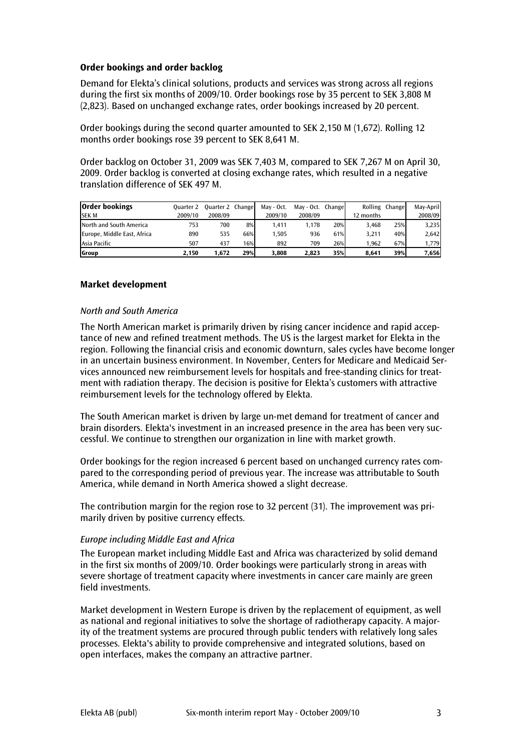## Order bookings and order backlog

Demand for Elekta's clinical solutions, products and services was strong across all regions during the first six months of 2009/10. Order bookings rose by 35 percent to SEK 3,808 M (2,823). Based on unchanged exchange rates, order bookings increased by 20 percent.

Order bookings during the second quarter amounted to SEK 2,150 M (1,672). Rolling 12 months order bookings rose 39 percent to SEK 8,641 M.

Order backlog on October 31, 2009 was SEK 7,403 M, compared to SEK 7,267 M on April 30, 2009. Order backlog is converted at closing exchange rates, which resulted in a negative translation difference of SEK 497 M.

| Order bookings SEK M | Quarter 2 2009/10 | Quarter 2 2008/09 | Change | May - Oct. 2009/10 | May - Oct. 2008/09 | Change | Rolling 12 months | Change | May-April 2008/09 |
|---|---|---|---|---|---|---|---|---|---|
| North and South America | 753 | 700 | 8% | 1,411 | 1,178 | 20% | 3,468 | 25% | 3,235 |
| Europe, Middle East, Africa | 890 | 535 | 66% | 1,505 | 936 | 61% | 3,211 | 40% | 2,642 |
| Asia Pacific | 507 | 437 | 16% | 892 | 709 | 26% | 1,962 | 67% | 1,779 |
| **Group** | **2,150** | **1,672** | **29%** | **3,808** | **2,823** | **35%** | **8,641** | **39%** | **7,656** |

## Market development

*North and South America*

The North American market is primarily driven by rising cancer incidence and rapid acceptance of new and refined treatment methods. The US is the largest market for Elekta in the region. Following the financial crisis and economic downturn, sales cycles have become longer in an uncertain business environment. In November, Centers for Medicare and Medicaid Services announced new reimbursement levels for hospitals and free-standing clinics for treatment with radiation therapy. The decision is positive for Elekta's customers with attractive reimbursement levels for the technology offered by Elekta.

The South American market is driven by large un-met demand for treatment of cancer and brain disorders. Elekta's investment in an increased presence in the area has been very successful. We continue to strengthen our organization in line with market growth.

Order bookings for the region increased 6 percent based on unchanged currency rates compared to the corresponding period of previous year. The increase was attributable to South America, while demand in North America showed a slight decrease.

The contribution margin for the region rose to 32 percent (31). The improvement was primarily driven by positive currency effects.

*Europe including Middle East and Africa*

The European market including Middle East and Africa was characterized by solid demand in the first six months of 2009/10. Order bookings were particularly strong in areas with severe shortage of treatment capacity where investments in cancer care mainly are green field investments.

Market development in Western Europe is driven by the replacement of equipment, as well as national and regional initiatives to solve the shortage of radiotherapy capacity. A majority of the treatment systems are procured through public tenders with relatively long sales processes. Elekta's ability to provide comprehensive and integrated solutions, based on open interfaces, makes the company an attractive partner.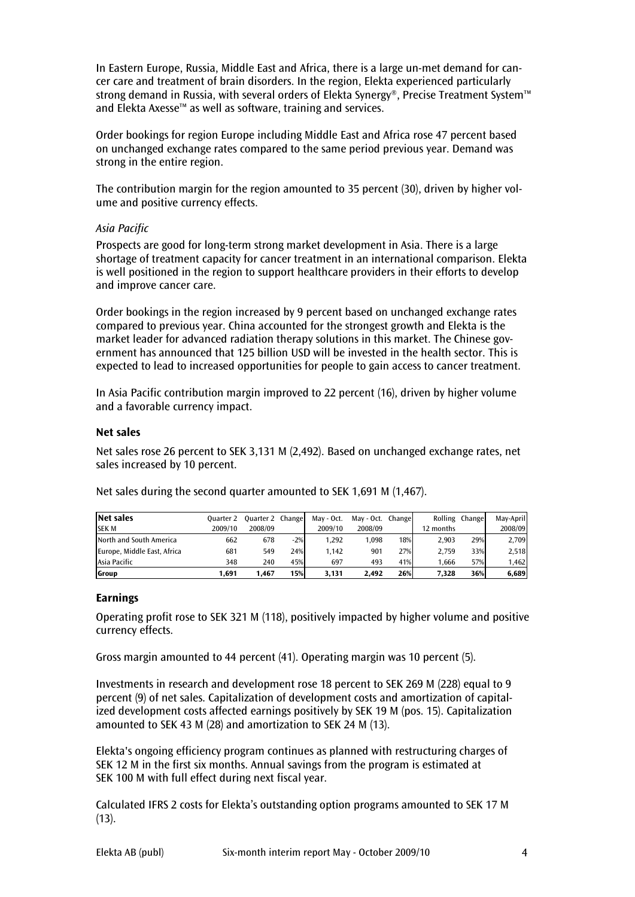In Eastern Europe, Russia, Middle East and Africa, there is a large un-met demand for cancer care and treatment of brain disorders. In the region, Elekta experienced particularly strong demand in Russia, with several orders of Elekta Synergy®, Precise Treatment System™ and Elekta Axesse™ as well as software, training and services.

Order bookings for region Europe including Middle East and Africa rose 47 percent based on unchanged exchange rates compared to the same period previous year. Demand was strong in the entire region.

The contribution margin for the region amounted to 35 percent (30), driven by higher volume and positive currency effects.

*Asia Pacific*

Prospects are good for long-term strong market development in Asia. There is a large shortage of treatment capacity for cancer treatment in an international comparison. Elekta is well positioned in the region to support healthcare providers in their efforts to develop and improve cancer care.

Order bookings in the region increased by 9 percent based on unchanged exchange rates compared to previous year. China accounted for the strongest growth and Elekta is the market leader for advanced radiation therapy solutions in this market. The Chinese government has announced that 125 billion USD will be invested in the health sector. This is expected to lead to increased opportunities for people to gain access to cancer treatment.

In Asia Pacific contribution margin improved to 22 percent (16), driven by higher volume and a favorable currency impact.

### Net sales

Net sales rose 26 percent to SEK 3,131 M (2,492). Based on unchanged exchange rates, net sales increased by 10 percent.

Net sales during the second quarter amounted to SEK 1,691 M (1,467).

| **Net sales** SEK M | Quarter 2 2009/10 | Quarter 2 2008/09 | Change | May - Oct. 2009/10 | May - Oct. 2008/09 | Change | Rolling 12 months | Change | May-April 2008/09 |
|---|---|---|---|---|---|---|---|---|---|
| North and South America | 662 | 678 | -2% | 1,292 | 1,098 | 18% | 2,903 | 29% | 2,709 |
| Europe, Middle East, Africa | 681 | 549 | 24% | 1,142 | 901 | 27% | 2,759 | 33% | 2,518 |
| Asia Pacific | 348 | 240 | 45% | 697 | 493 | 41% | 1,666 | 57% | 1,462 |
| **Group** | **1,691** | **1,467** | **15%** | **3,131** | **2,492** | **26%** | **7,328** | **36%** | **6,689** |

### Earnings

Operating profit rose to SEK 321 M (118), positively impacted by higher volume and positive currency effects.

Gross margin amounted to 44 percent (41). Operating margin was 10 percent (5).

Investments in research and development rose 18 percent to SEK 269 M (228) equal to 9 percent (9) of net sales. Capitalization of development costs and amortization of capitalized development costs affected earnings positively by SEK 19 M (pos. 15). Capitalization amounted to SEK 43 M (28) and amortization to SEK 24 M (13).

Elekta's ongoing efficiency program continues as planned with restructuring charges of SEK 12 M in the first six months. Annual savings from the program is estimated at SEK 100 M with full effect during next fiscal year.

Calculated IFRS 2 costs for Elekta's outstanding option programs amounted to SEK 17 M (13).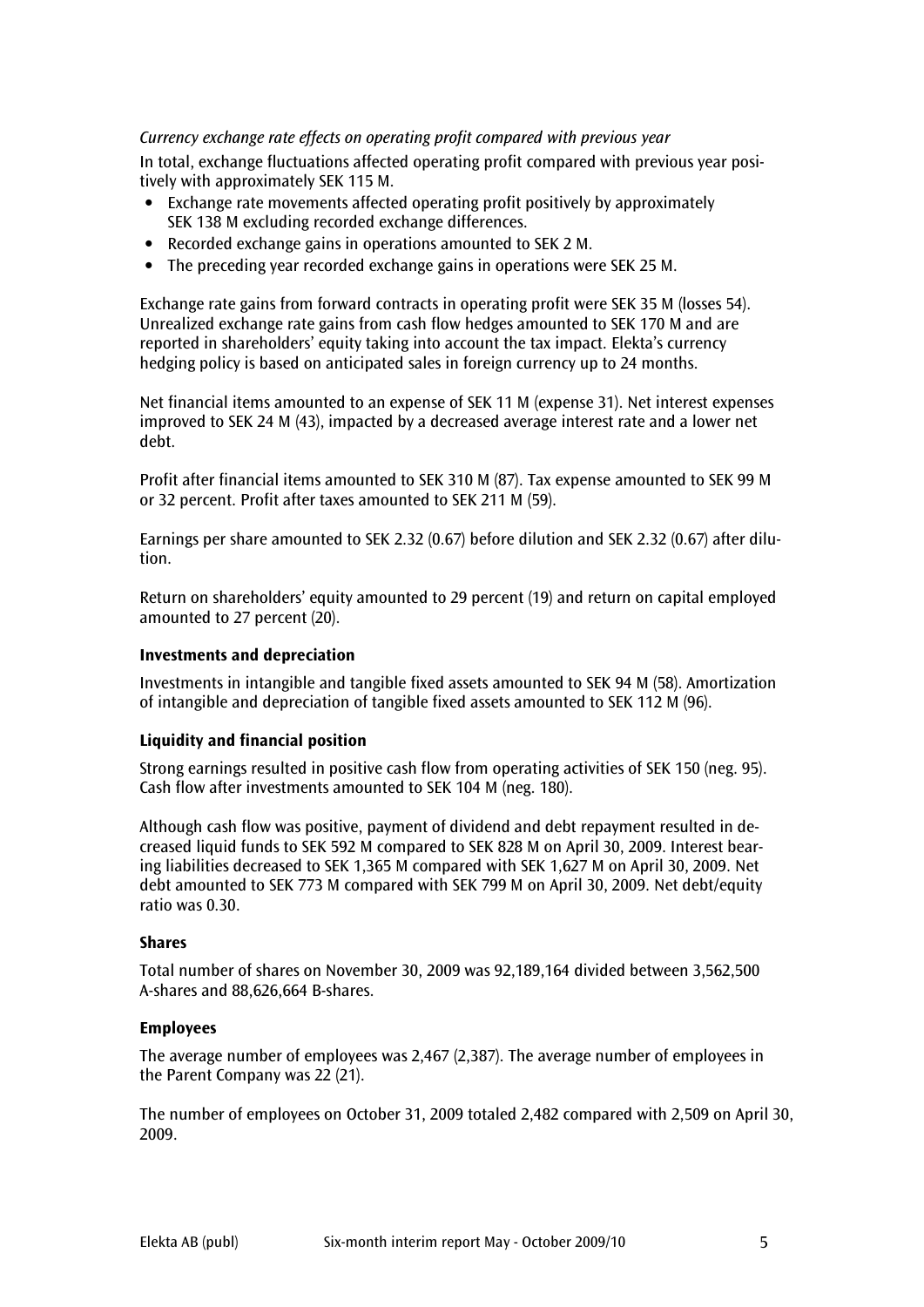*Currency exchange rate effects on operating profit compared with previous year*

In total, exchange fluctuations affected operating profit compared with previous year positively with approximately SEK 115 M.

- Exchange rate movements affected operating profit positively by approximately SEK 138 M excluding recorded exchange differences.
- Recorded exchange gains in operations amounted to SEK 2 M.
- The preceding year recorded exchange gains in operations were SEK 25 M.

Exchange rate gains from forward contracts in operating profit were SEK 35 M (losses 54). Unrealized exchange rate gains from cash flow hedges amounted to SEK 170 M and are reported in shareholders' equity taking into account the tax impact. Elekta's currency hedging policy is based on anticipated sales in foreign currency up to 24 months.

Net financial items amounted to an expense of SEK 11 M (expense 31). Net interest expenses improved to SEK 24 M (43), impacted by a decreased average interest rate and a lower net debt.

Profit after financial items amounted to SEK 310 M (87). Tax expense amounted to SEK 99 M or 32 percent. Profit after taxes amounted to SEK 211 M (59).

Earnings per share amounted to SEK 2.32 (0.67) before dilution and SEK 2.32 (0.67) after dilution.

Return on shareholders' equity amounted to 29 percent (19) and return on capital employed amounted to 27 percent (20).

### Investments and depreciation

Investments in intangible and tangible fixed assets amounted to SEK 94 M (58). Amortization of intangible and depreciation of tangible fixed assets amounted to SEK 112 M (96).

### Liquidity and financial position

Strong earnings resulted in positive cash flow from operating activities of SEK 150 (neg. 95). Cash flow after investments amounted to SEK 104 M (neg. 180).

Although cash flow was positive, payment of dividend and debt repayment resulted in decreased liquid funds to SEK 592 M compared to SEK 828 M on April 30, 2009. Interest bearing liabilities decreased to SEK 1,365 M compared with SEK 1,627 M on April 30, 2009. Net debt amounted to SEK 773 M compared with SEK 799 M on April 30, 2009. Net debt/equity ratio was 0.30.

### Shares

Total number of shares on November 30, 2009 was 92,189,164 divided between 3,562,500 A-shares and 88,626,664 B-shares.

### Employees

The average number of employees was 2,467 (2,387). The average number of employees in the Parent Company was 22 (21).

The number of employees on October 31, 2009 totaled 2,482 compared with 2,509 on April 30, 2009.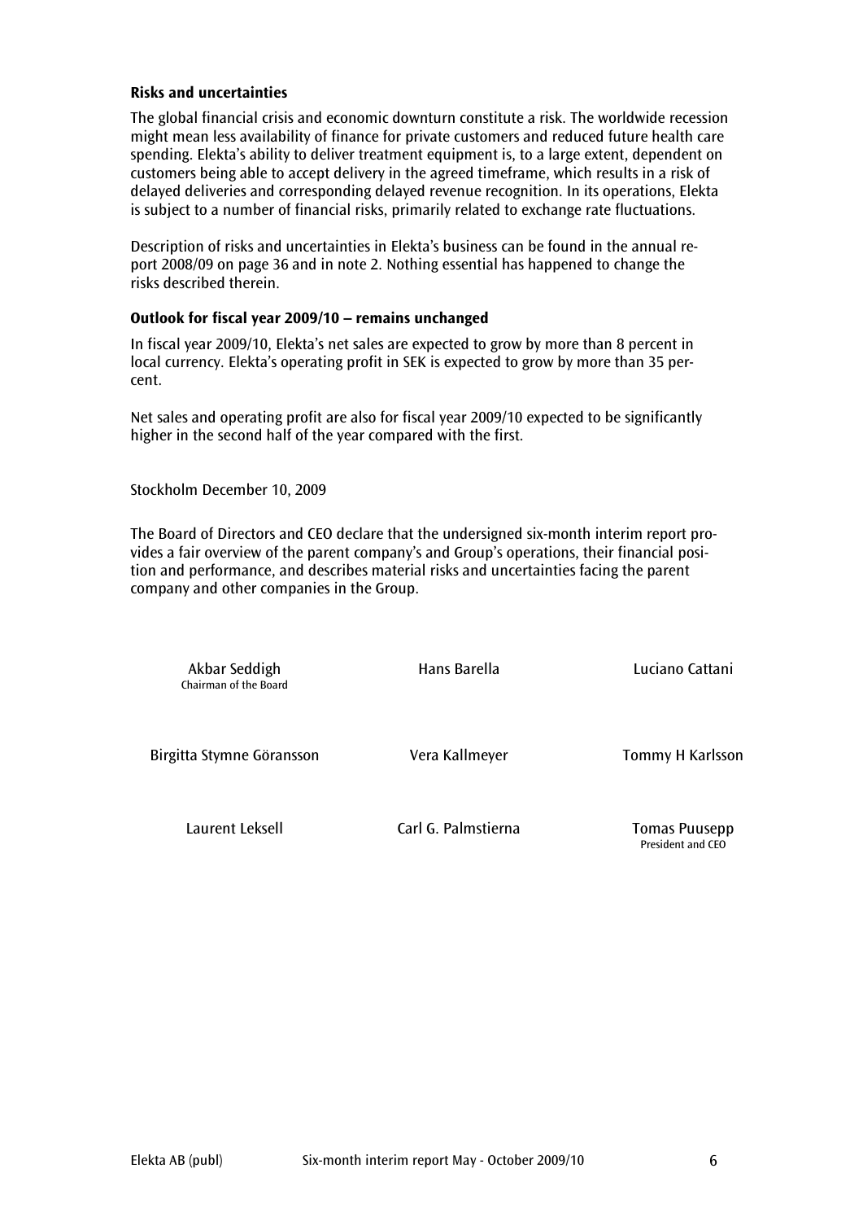### Risks and uncertainties

The global financial crisis and economic downturn constitute a risk. The worldwide recession might mean less availability of finance for private customers and reduced future health care spending. Elekta's ability to deliver treatment equipment is, to a large extent, dependent on customers being able to accept delivery in the agreed timeframe, which results in a risk of delayed deliveries and corresponding delayed revenue recognition. In its operations, Elekta is subject to a number of financial risks, primarily related to exchange rate fluctuations.

Description of risks and uncertainties in Elekta's business can be found in the annual report 2008/09 on page 36 and in note 2. Nothing essential has happened to change the risks described therein.

### Outlook for fiscal year 2009/10 – remains unchanged

In fiscal year 2009/10, Elekta's net sales are expected to grow by more than 8 percent in local currency. Elekta's operating profit in SEK is expected to grow by more than 35 percent.

Net sales and operating profit are also for fiscal year 2009/10 expected to be significantly higher in the second half of the year compared with the first.

Stockholm December 10, 2009

The Board of Directors and CEO declare that the undersigned six-month interim report provides a fair overview of the parent company's and Group's operations, their financial position and performance, and describes material risks and uncertainties facing the parent company and other companies in the Group.

| | | |
|---|---|---|
| Akbar Seddigh<br>Chairman of the Board | Hans Barella | Luciano Cattani |
| Birgitta Stymne Göransson | Vera Kallmeyer | Tommy H Karlsson |
| Laurent Leksell | Carl G. Palmstierna | Tomas Puusepp<br>President and CEO |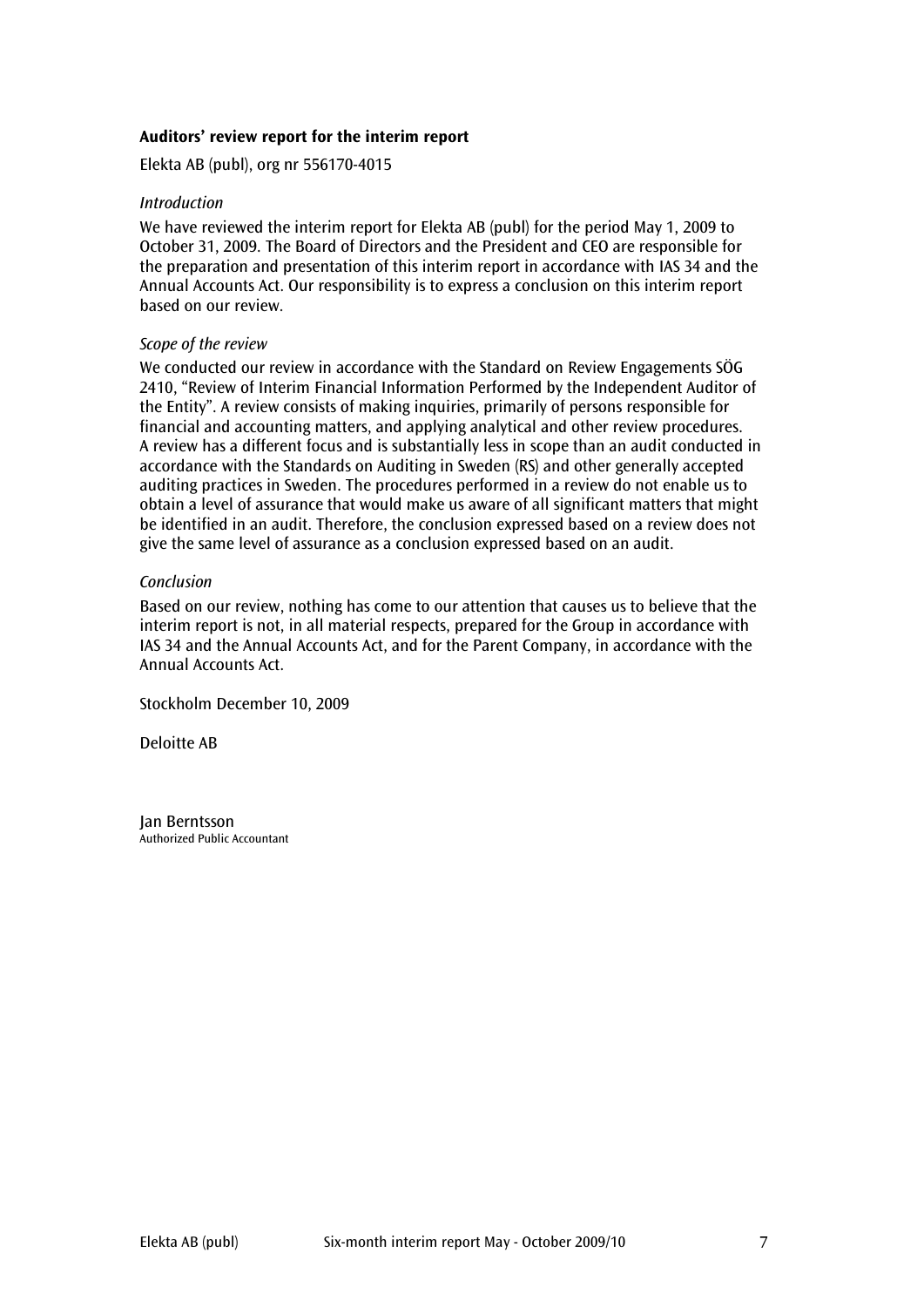**Auditors' review report for the interim report**

Elekta AB (publ), org nr 556170-4015

*Introduction*

We have reviewed the interim report for Elekta AB (publ) for the period May 1, 2009 to October 31, 2009. The Board of Directors and the President and CEO are responsible for the preparation and presentation of this interim report in accordance with IAS 34 and the Annual Accounts Act. Our responsibility is to express a conclusion on this interim report based on our review.

*Scope of the review*

We conducted our review in accordance with the Standard on Review Engagements SÖG 2410, "Review of Interim Financial Information Performed by the Independent Auditor of the Entity". A review consists of making inquiries, primarily of persons responsible for financial and accounting matters, and applying analytical and other review procedures. A review has a different focus and is substantially less in scope than an audit conducted in accordance with the Standards on Auditing in Sweden (RS) and other generally accepted auditing practices in Sweden. The procedures performed in a review do not enable us to obtain a level of assurance that would make us aware of all significant matters that might be identified in an audit. Therefore, the conclusion expressed based on a review does not give the same level of assurance as a conclusion expressed based on an audit.

*Conclusion*

Based on our review, nothing has come to our attention that causes us to believe that the interim report is not, in all material respects, prepared for the Group in accordance with IAS 34 and the Annual Accounts Act, and for the Parent Company, in accordance with the Annual Accounts Act.

Stockholm December 10, 2009

Deloitte AB

Jan Berntsson
Authorized Public Accountant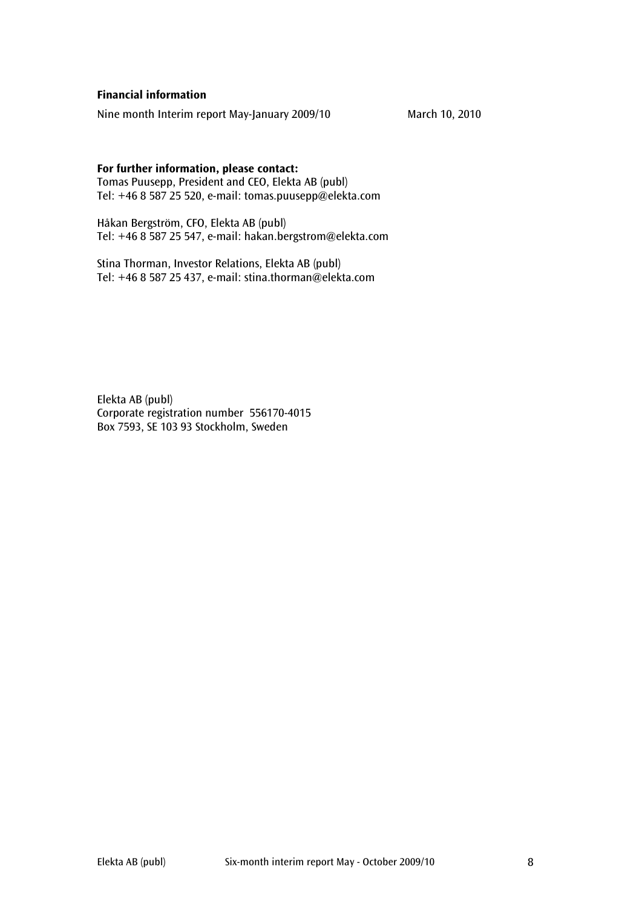**Financial information**

| | |
|---|---|
| Nine month Interim report May-January 2009/10 | March 10, 2010 |

**For further information, please contact:**

Tomas Puusepp, President and CEO, Elekta AB (publ)
Tel: +46 8 587 25 520, e-mail: tomas.puusepp@elekta.com

Håkan Bergström, CFO, Elekta AB (publ)
Tel: +46 8 587 25 547, e-mail: hakan.bergstrom@elekta.com

Stina Thorman, Investor Relations, Elekta AB (publ)
Tel: +46 8 587 25 437, e-mail: stina.thorman@elekta.com

Elekta AB (publ)
Corporate registration number 556170-4015
Box 7593, SE 103 93 Stockholm, Sweden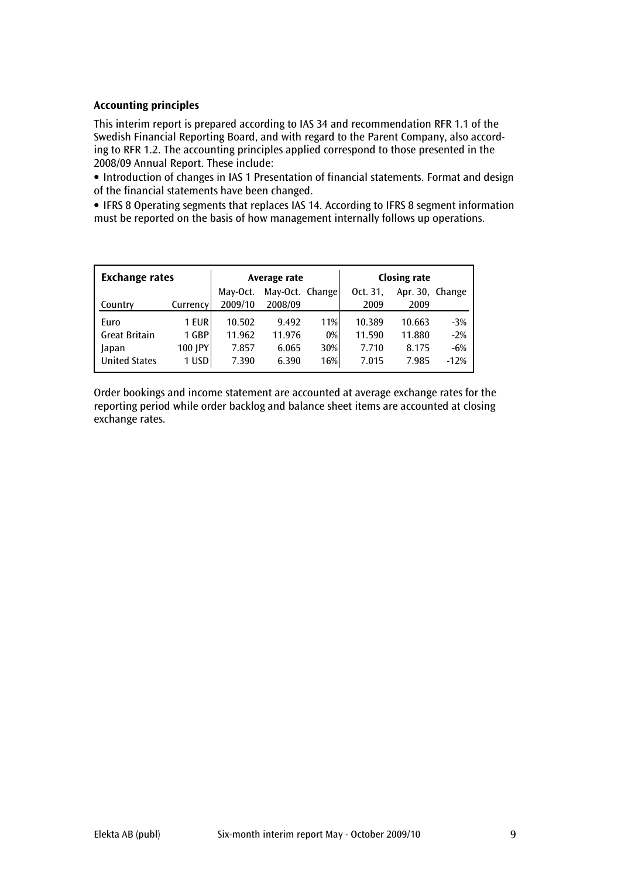### Accounting principles

This interim report is prepared according to IAS 34 and recommendation RFR 1.1 of the Swedish Financial Reporting Board, and with regard to the Parent Company, also according to RFR 1.2. The accounting principles applied correspond to those presented in the 2008/09 Annual Report. These include:

- Introduction of changes in IAS 1 Presentation of financial statements. Format and design of the financial statements have been changed.
- IFRS 8 Operating segments that replaces IAS 14. According to IFRS 8 segment information must be reported on the basis of how management internally follows up operations.

| Exchange rates | | Average rate | | | Closing rate | | |
|---|---|---|---|---|---|---|---|
| Country | Currency | May-Oct. 2009/10 | May-Oct. 2008/09 | Change | Oct. 31, 2009 | Apr. 30, 2009 | Change |
| Euro | 1 EUR | 10.502 | 9.492 | 11% | 10.389 | 10.663 | -3% |
| Great Britain | 1 GBP | 11.962 | 11.976 | 0% | 11.590 | 11.880 | -2% |
| Japan | 100 JPY | 7.857 | 6.065 | 30% | 7.710 | 8.175 | -6% |
| United States | 1 USD | 7.390 | 6.390 | 16% | 7.015 | 7.985 | -12% |

Order bookings and income statement are accounted at average exchange rates for the reporting period while order backlog and balance sheet items are accounted at closing exchange rates.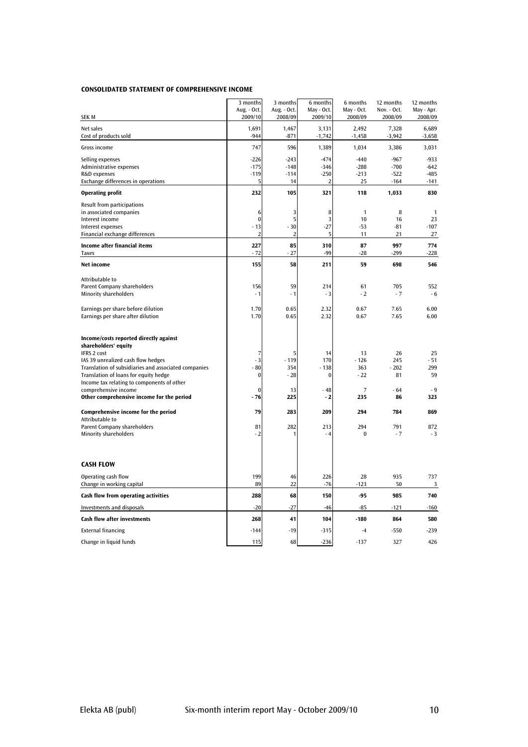### CONSOLIDATED STATEMENT OF COMPREHENSIVE INCOME

| SEK M | 3 months Aug. - Oct. 2009/10 | 3 months Aug. - Oct. 2008/09 | 6 months May - Oct. 2009/10 | 6 months May - Oct. 2008/09 | 12 months Nov. - Oct. 2008/09 | 12 months May - Apr. 2008/09 |
|---|---|---|---|---|---|---|
| Net sales | 1,691 | 1,467 | 3,131 | 2,492 | 7,328 | 6,689 |
| Cost of products sold | -944 | -871 | -1,742 | -1,458 | -3,942 | -3,658 |
| Gross income | 747 | 596 | 1,389 | 1,034 | 3,386 | 3,031 |
| Selling expenses | -226 | -243 | -474 | -440 | -967 | -933 |
| Administrative expenses | -175 | -148 | -346 | -288 | -700 | -642 |
| R&D expenses | -119 | -114 | -250 | -213 | -522 | -485 |
| Exchange differences in operations | 5 | 14 | 2 | 25 | -164 | -141 |
| **Operating profit** | **232** | **105** | **321** | **118** | **1,033** | **830** |
| Result from participations in associated companies | 6 | 3 | 8 | 1 | 8 | 1 |
| Interest income | 0 | 5 | 3 | 10 | 16 | 23 |
| Interest expenses | - 13 | - 30 | -27 | -53 | -81 | -107 |
| Financial exchange differences | 2 | 2 | 5 | 11 | 21 | 27 |
| **Income after financial items** | **227** | **85** | **310** | **87** | **997** | **774** |
| Taxes | - 72 | - 27 | -99 | -28 | -299 | -228 |
| **Net income** | **155** | **58** | **211** | **59** | **698** | **546** |
| Attributable to | | | | | | |
| Parent Company shareholders | 156 | 59 | 214 | 61 | 705 | 552 |
| Minority shareholders | - 1 | - 1 | - 3 | - 2 | - 7 | - 6 |
| Earnings per share before dilution | 1.70 | 0.65 | 2.32 | 0.67 | 7.65 | 6.00 |
| Earnings per share after dilution | 1.70 | 0.65 | 2.32 | 0.67 | 7.65 | 6.00 |
| **Income/costs reported directly against shareholders' equity** | | | | | | |
| IFRS 2 cost | 7 | 5 | 14 | 13 | 26 | 25 |
| IAS 39 unrealized cash flow hedges | - 3 | - 119 | 170 | - 126 | 245 | - 51 |
| Translation of subsidiaries and associated companies | - 80 | 354 | - 138 | 363 | - 202 | 299 |
| Translation of loans for equity hedge | 0 | - 28 | 0 | - 22 | 81 | 59 |
| Income tax relating to components of other comprehensive income | 0 | 13 | - 48 | 7 | - 64 | - 9 |
| **Other comprehensive income for the period** | **- 76** | **225** | **- 2** | **235** | **86** | **323** |
| **Comprehensive income for the period** | **79** | **283** | **209** | **294** | **784** | **869** |
| Attributable to | | | | | | |
| Parent Company shareholders | 81 | 282 | 213 | 294 | 791 | 872 |
| Minority shareholders | - 2 | 1 | - 4 | 0 | - 7 | - 3 |

### CASH FLOW

| SEK M | 3 months Aug. - Oct. 2009/10 | 3 months Aug. - Oct. 2008/09 | 6 months May - Oct. 2009/10 | 6 months May - Oct. 2008/09 | 12 months Nov. - Oct. 2008/09 | 12 months May - Apr. 2008/09 |
|---|---|---|---|---|---|---|
| Operating cash flow | 199 | 46 | 226 | 28 | 935 | 737 |
| Change in working capital | 89 | 22 | -76 | -123 | 50 | 3 |
| **Cash flow from operating activities** | **288** | **68** | **150** | **-95** | **985** | **740** |
| Investments and disposals | -20 | -27 | -46 | -85 | -121 | -160 |
| **Cash flow after investments** | **268** | **41** | **104** | **-180** | **864** | **580** |
| External financing | -144 | -19 | -315 | -4 | -550 | -239 |
| Change in liquid funds | 115 | 68 | -236 | -137 | 327 | 426 |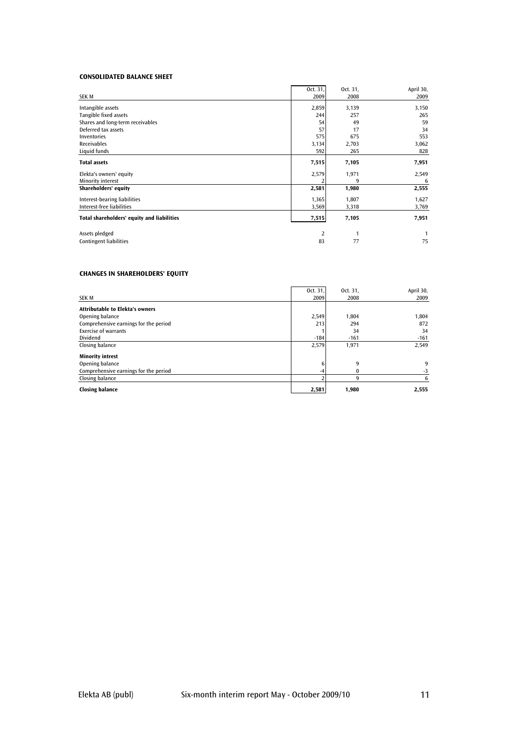### CONSOLIDATED BALANCE SHEET

| SEK M | Oct. 31, 2009 | Oct. 31, 2008 | April 30, 2009 |
|---|---|---|---|
| Intangible assets | 2,859 | 3,139 | 3,150 |
| Tangible fixed assets | 244 | 257 | 265 |
| Shares and long-term receivables | 54 | 49 | 59 |
| Deferred tax assets | 57 | 17 | 34 |
| Inventories | 575 | 675 | 553 |
| Receivables | 3,134 | 2,703 | 3,062 |
| Liquid funds | 592 | 265 | 828 |
| **Total assets** | **7,515** | **7,105** | **7,951** |
| Elekta's owners' equity | 2,579 | 1,971 | 2,549 |
| Minority interest | 2 | 9 | 6 |
| **Shareholders' equity** | **2,581** | **1,980** | **2,555** |
| Interest-bearing liabilities | 1,365 | 1,807 | 1,627 |
| Interest-free liabilities | 3,569 | 3,318 | 3,769 |
| **Total shareholders' equity and liabilities** | **7,515** | **7,105** | **7,951** |
| Assets pledged | 2 | 1 | 1 |
| Contingent liabilities | 83 | 77 | 75 |

### CHANGES IN SHAREHOLDERS' EQUITY

| SEK M | Oct. 31, 2009 | Oct. 31, 2008 | April 30, 2009 |
|---|---|---|---|
| **Attributable to Elekta's owners** | | | |
| Opening balance | 2,549 | 1,804 | 1,804 |
| Comprehensive earnings for the period | 213 | 294 | 872 |
| Exercise of warrants | 1 | 34 | 34 |
| Dividend | -184 | -161 | -161 |
| Closing balance | 2,579 | 1,971 | 2,549 |
| **Minority intrest** | | | |
| Opening balance | 6 | 9 | 9 |
| Comprehensive earnings for the period | -4 | 0 | -3 |
| Closing balance | 2 | 9 | 6 |
| **Closing balance** | **2,581** | **1,980** | **2,555** |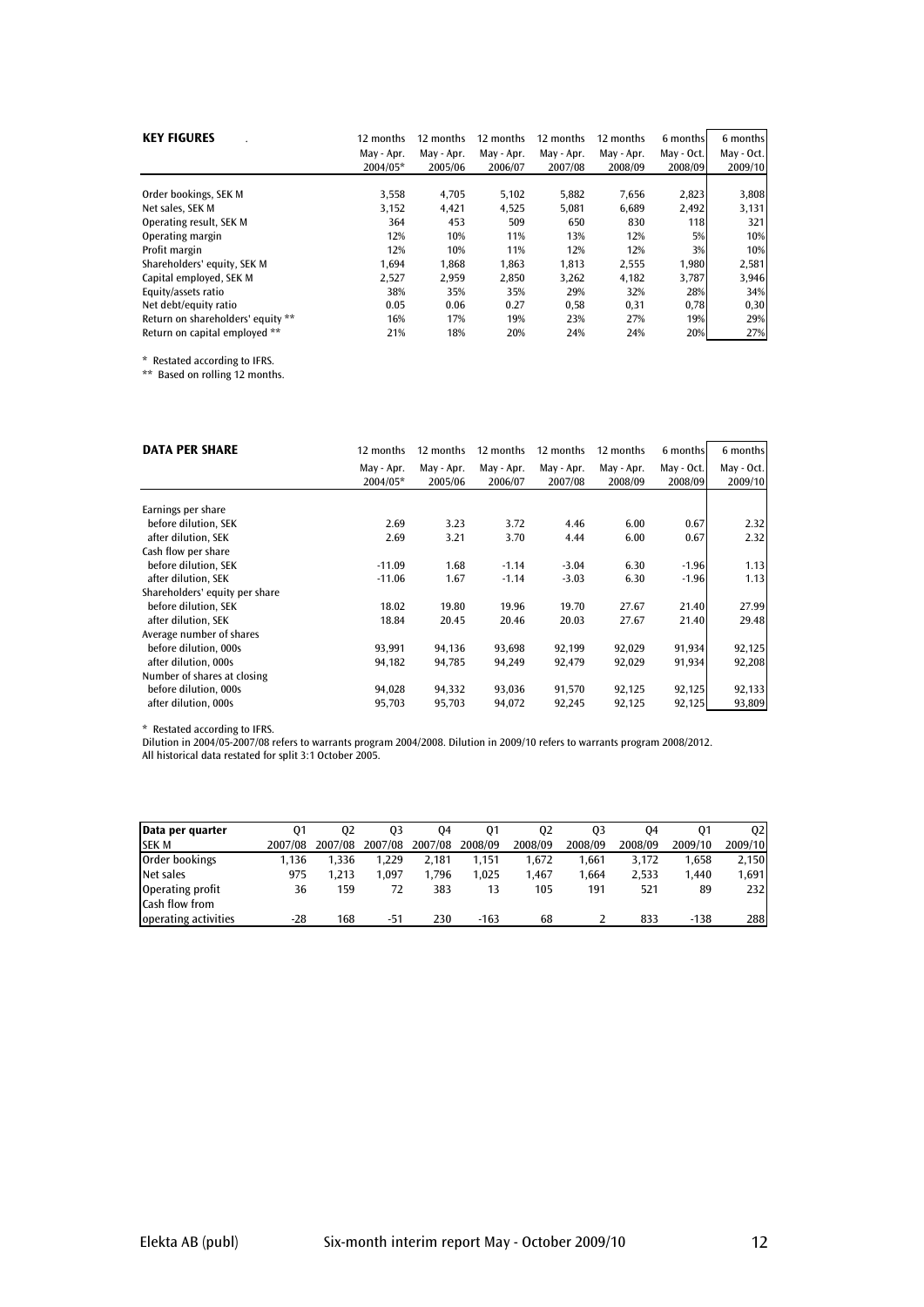| KEY FIGURES | 12 months May - Apr. 2004/05* | 12 months May - Apr. 2005/06 | 12 months May - Apr. 2006/07 | 12 months May - Apr. 2007/08 | 12 months May - Apr. 2008/09 | 6 months May - Oct. 2008/09 | 6 months May - Oct. 2009/10 |
|---|---|---|---|---|---|---|---|
| Order bookings, SEK M | 3,558 | 4,705 | 5,102 | 5,882 | 7,656 | 2,823 | 3,808 |
| Net sales, SEK M | 3,152 | 4,421 | 4,525 | 5,081 | 6,689 | 2,492 | 3,131 |
| Operating result, SEK M | 364 | 453 | 509 | 650 | 830 | 118 | 321 |
| Operating margin | 12% | 10% | 11% | 13% | 12% | 5% | 10% |
| Profit margin | 12% | 10% | 11% | 12% | 12% | 3% | 10% |
| Shareholders' equity, SEK M | 1,694 | 1,868 | 1,863 | 1,813 | 2,555 | 1,980 | 2,581 |
| Capital employed, SEK M | 2,527 | 2,959 | 2,850 | 3,262 | 4,182 | 3,787 | 3,946 |
| Equity/assets ratio | 38% | 35% | 35% | 29% | 32% | 28% | 34% |
| Net debt/equity ratio | 0.05 | 0.06 | 0.27 | 0,58 | 0,31 | 0,78 | 0,30 |
| Return on shareholders' equity ** | 16% | 17% | 19% | 23% | 27% | 19% | 29% |
| Return on capital employed ** | 21% | 18% | 20% | 24% | 24% | 20% | 27% |

* Restated according to IFRS.
** Based on rolling 12 months.

| DATA PER SHARE | 12 months May - Apr. 2004/05* | 12 months May - Apr. 2005/06 | 12 months May - Apr. 2006/07 | 12 months May - Apr. 2007/08 | 12 months May - Apr. 2008/09 | 6 months May - Oct. 2008/09 | 6 months May - Oct. 2009/10 |
|---|---|---|---|---|---|---|---|
| Earnings per share | | | | | | | |
| before dilution, SEK | 2.69 | 3.23 | 3.72 | 4.46 | 6.00 | 0.67 | 2.32 |
| after dilution, SEK | 2.69 | 3.21 | 3.70 | 4.44 | 6.00 | 0.67 | 2.32 |
| Cash flow per share | | | | | | | |
| before dilution, SEK | -11.09 | 1.68 | -1.14 | -3.04 | 6.30 | -1.96 | 1.13 |
| after dilution, SEK | -11.06 | 1.67 | -1.14 | -3.03 | 6.30 | -1.96 | 1.13 |
| Shareholders' equity per share | | | | | | | |
| before dilution, SEK | 18.02 | 19.80 | 19.96 | 19.70 | 27.67 | 21.40 | 27.99 |
| after dilution, SEK | 18.84 | 20.45 | 20.46 | 20.03 | 27.67 | 21.40 | 29.48 |
| Average number of shares | | | | | | | |
| before dilution, 000s | 93,991 | 94,136 | 93,698 | 92,199 | 92,029 | 91,934 | 92,125 |
| after dilution, 000s | 94,182 | 94,785 | 94,249 | 92,479 | 92,029 | 91,934 | 92,208 |
| Number of shares at closing | | | | | | | |
| before dilution, 000s | 94,028 | 94,332 | 93,036 | 91,570 | 92,125 | 92,125 | 92,133 |
| after dilution, 000s | 95,703 | 95,703 | 94,072 | 92,245 | 92,125 | 92,125 | 93,809 |

* Restated according to IFRS.
Dilution in 2004/05-2007/08 refers to warrants program 2004/2008. Dilution in 2009/10 refers to warrants program 2008/2012.
All historical data restated for split 3:1 October 2005.

| Data per quarter SEK M | Q1 2007/08 | Q2 2007/08 | Q3 2007/08 | Q4 2007/08 | Q1 2008/09 | Q2 2008/09 | Q3 2008/09 | Q4 2008/09 | Q1 2009/10 | Q2 2009/10 |
|---|---|---|---|---|---|---|---|---|---|---|
| Order bookings | 1,136 | 1,336 | 1,229 | 2,181 | 1,151 | 1,672 | 1,661 | 3,172 | 1,658 | 2,150 |
| Net sales | 975 | 1,213 | 1,097 | 1,796 | 1,025 | 1,467 | 1,664 | 2,533 | 1,440 | 1,691 |
| Operating profit | 36 | 159 | 72 | 383 | 13 | 105 | 191 | 521 | 89 | 232 |
| Cash flow from operating activities | -28 | 168 | -51 | 230 | -163 | 68 | 2 | 833 | -138 | 288 |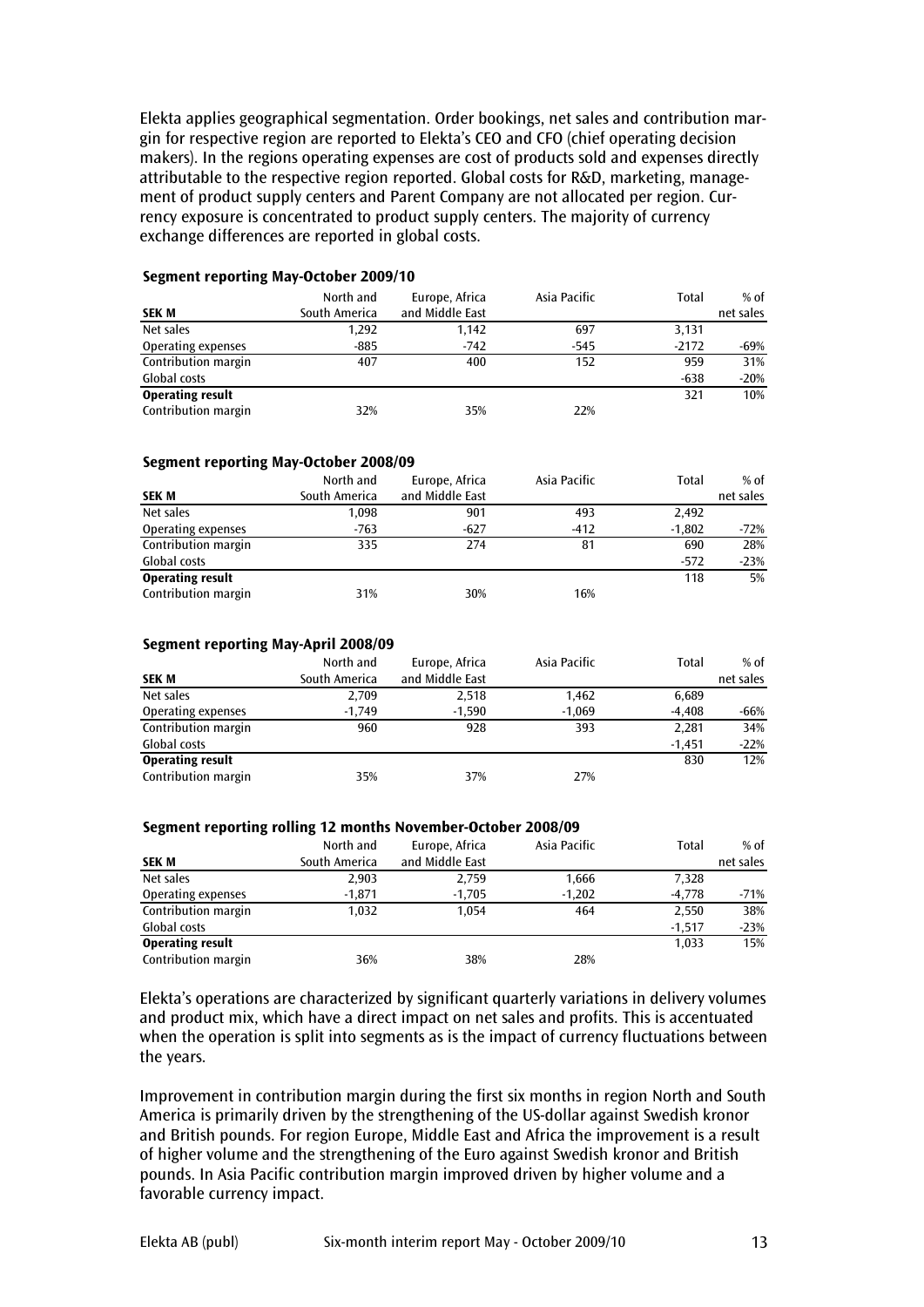Elekta applies geographical segmentation. Order bookings, net sales and contribution margin for respective region are reported to Elekta's CEO and CFO (chief operating decision makers). In the regions operating expenses are cost of products sold and expenses directly attributable to the respective region reported. Global costs for R&D, marketing, management of product supply centers and Parent Company are not allocated per region. Currency exposure is concentrated to product supply centers. The majority of currency exchange differences are reported in global costs.

**Segment reporting May-October 2009/10**

| SEK M | North and South America | Europe, Africa and Middle East | Asia Pacific | Total | % of net sales |
|---|---|---|---|---|---|
| Net sales | 1,292 | 1,142 | 697 | 3,131 | |
| Operating expenses | -885 | -742 | -545 | -2172 | -69% |
| Contribution margin | 407 | 400 | 152 | 959 | 31% |
| Global costs | | | | -638 | -20% |
| **Operating result** | | | | 321 | 10% |
| Contribution margin | 32% | 35% | 22% | | |

**Segment reporting May-October 2008/09**

| SEK M | North and South America | Europe, Africa and Middle East | Asia Pacific | Total | % of net sales |
|---|---|---|---|---|---|
| Net sales | 1,098 | 901 | 493 | 2,492 | |
| Operating expenses | -763 | -627 | -412 | -1,802 | -72% |
| Contribution margin | 335 | 274 | 81 | 690 | 28% |
| Global costs | | | | -572 | -23% |
| **Operating result** | | | | 118 | 5% |
| Contribution margin | 31% | 30% | 16% | | |

**Segment reporting May-April 2008/09**

| SEK M | North and South America | Europe, Africa and Middle East | Asia Pacific | Total | % of net sales |
|---|---|---|---|---|---|
| Net sales | 2,709 | 2,518 | 1,462 | 6,689 | |
| Operating expenses | -1,749 | -1,590 | -1,069 | -4,408 | -66% |
| Contribution margin | 960 | 928 | 393 | 2,281 | 34% |
| Global costs | | | | -1,451 | -22% |
| **Operating result** | | | | 830 | 12% |
| Contribution margin | 35% | 37% | 27% | | |

**Segment reporting rolling 12 months November-October 2008/09**

| SEK M | North and South America | Europe, Africa and Middle East | Asia Pacific | Total | % of net sales |
|---|---|---|---|---|---|
| Net sales | 2,903 | 2,759 | 1,666 | 7,328 | |
| Operating expenses | -1,871 | -1,705 | -1,202 | -4,778 | -71% |
| Contribution margin | 1,032 | 1,054 | 464 | 2,550 | 38% |
| Global costs | | | | -1,517 | -23% |
| **Operating result** | | | | 1,033 | 15% |
| Contribution margin | 36% | 38% | 28% | | |

Elekta's operations are characterized by significant quarterly variations in delivery volumes and product mix, which have a direct impact on net sales and profits. This is accentuated when the operation is split into segments as is the impact of currency fluctuations between the years.

Improvement in contribution margin during the first six months in region North and South America is primarily driven by the strengthening of the US-dollar against Swedish kronor and British pounds. For region Europe, Middle East and Africa the improvement is a result of higher volume and the strengthening of the Euro against Swedish kronor and British pounds. In Asia Pacific contribution margin improved driven by higher volume and a favorable currency impact.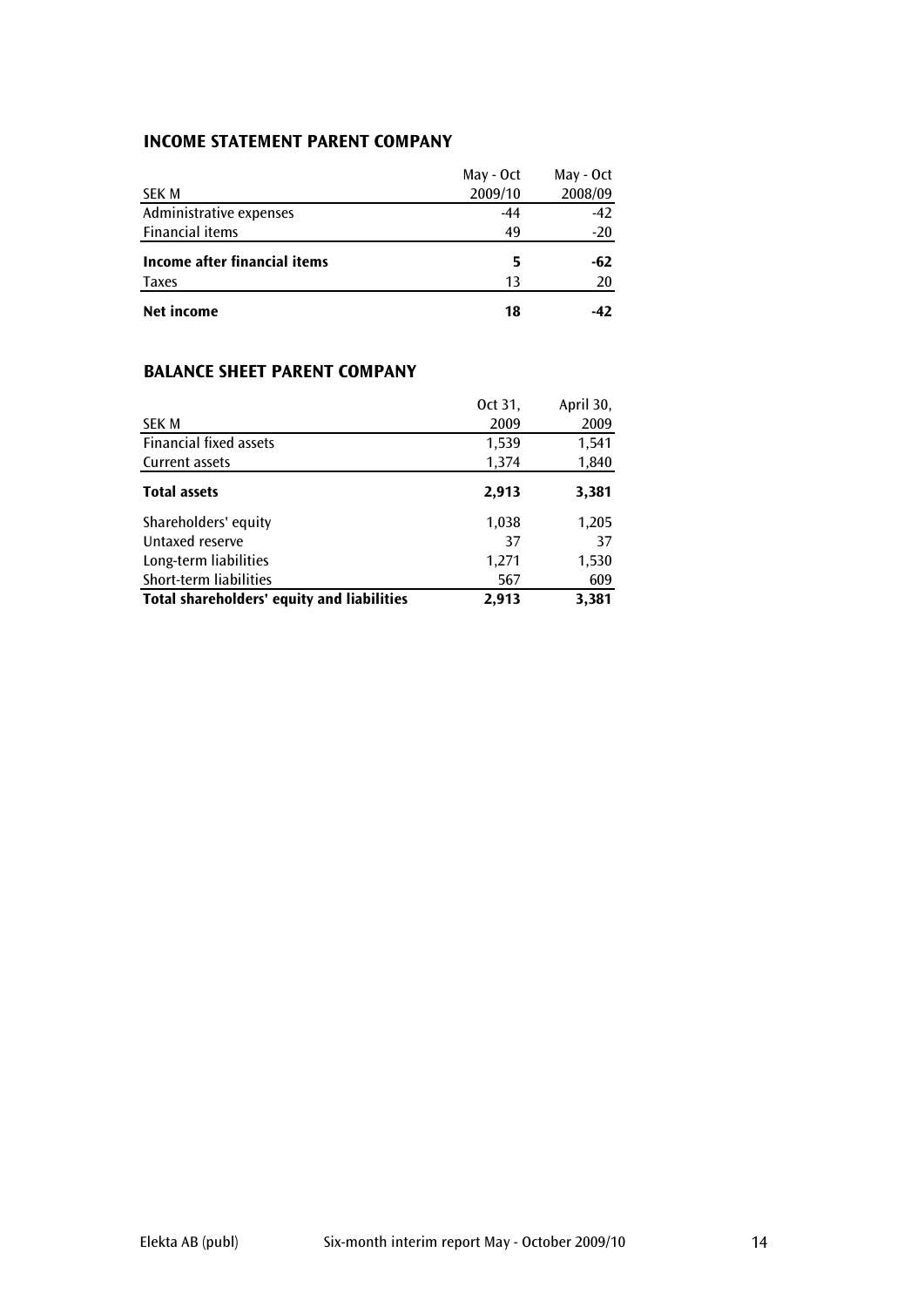## INCOME STATEMENT PARENT COMPANY

| SEK M | May - Oct 2009/10 | May - Oct 2008/09 |
|---|---|---|
| Administrative expenses | -44 | -42 |
| Financial items | 49 | -20 |
| **Income after financial items** | **5** | **-62** |
| Taxes | 13 | 20 |
| **Net income** | **18** | **-42** |

## BALANCE SHEET PARENT COMPANY

| SEK M | Oct 31, 2009 | April 30, 2009 |
|---|---|---|
| Financial fixed assets | 1,539 | 1,541 |
| Current assets | 1,374 | 1,840 |
| **Total assets** | **2,913** | **3,381** |
| Shareholders' equity | 1,038 | 1,205 |
| Untaxed reserve | 37 | 37 |
| Long-term liabilities | 1,271 | 1,530 |
| Short-term liabilities | 567 | 609 |
| **Total shareholders' equity and liabilities** | **2,913** | **3,381** |